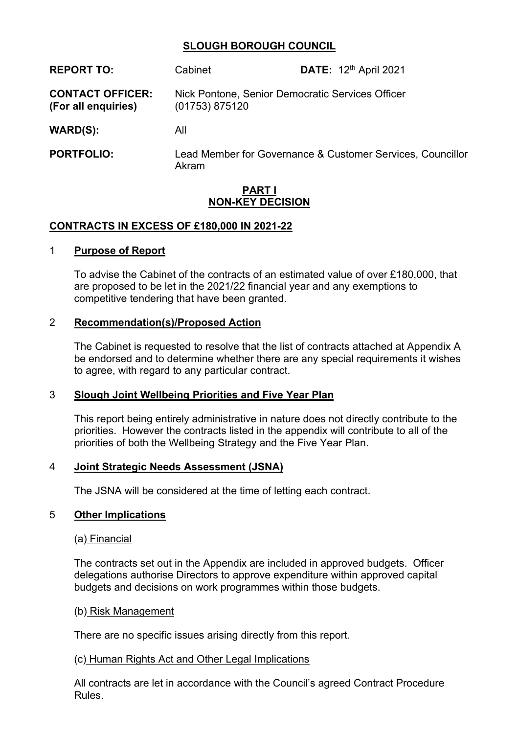# SLOUGH BOROUGH COUNCIL

| | | |
|---|---|---|
| **REPORT TO:** | Cabinet | **DATE:** 12th April 2021 |
| **CONTACT OFFICER:** **(For all enquiries)** | Nick Pontone, Senior Democratic Services Officer (01753) 875120 | |
| **WARD(S):** | All | |
| **PORTFOLIO:** | Lead Member for Governance & Customer Services, Councillor Akram | |

**PART I**
**NON-KEY DECISION**

## CONTRACTS IN EXCESS OF £180,000 IN 2021-22

### 1 Purpose of Report

To advise the Cabinet of the contracts of an estimated value of over £180,000, that are proposed to be let in the 2021/22 financial year and any exemptions to competitive tendering that have been granted.

### 2 Recommendation(s)/Proposed Action

The Cabinet is requested to resolve that the list of contracts attached at Appendix A be endorsed and to determine whether there are any special requirements it wishes to agree, with regard to any particular contract.

### 3 Slough Joint Wellbeing Priorities and Five Year Plan

This report being entirely administrative in nature does not directly contribute to the priorities. However the contracts listed in the appendix will contribute to all of the priorities of both the Wellbeing Strategy and the Five Year Plan.

### 4 Joint Strategic Needs Assessment (JSNA)

The JSNA will be considered at the time of letting each contract.

### 5 Other Implications

(a) Financial

The contracts set out in the Appendix are included in approved budgets. Officer delegations authorise Directors to approve expenditure within approved capital budgets and decisions on work programmes within those budgets.

(b) Risk Management

There are no specific issues arising directly from this report.

(c) Human Rights Act and Other Legal Implications

All contracts are let in accordance with the Council's agreed Contract Procedure Rules.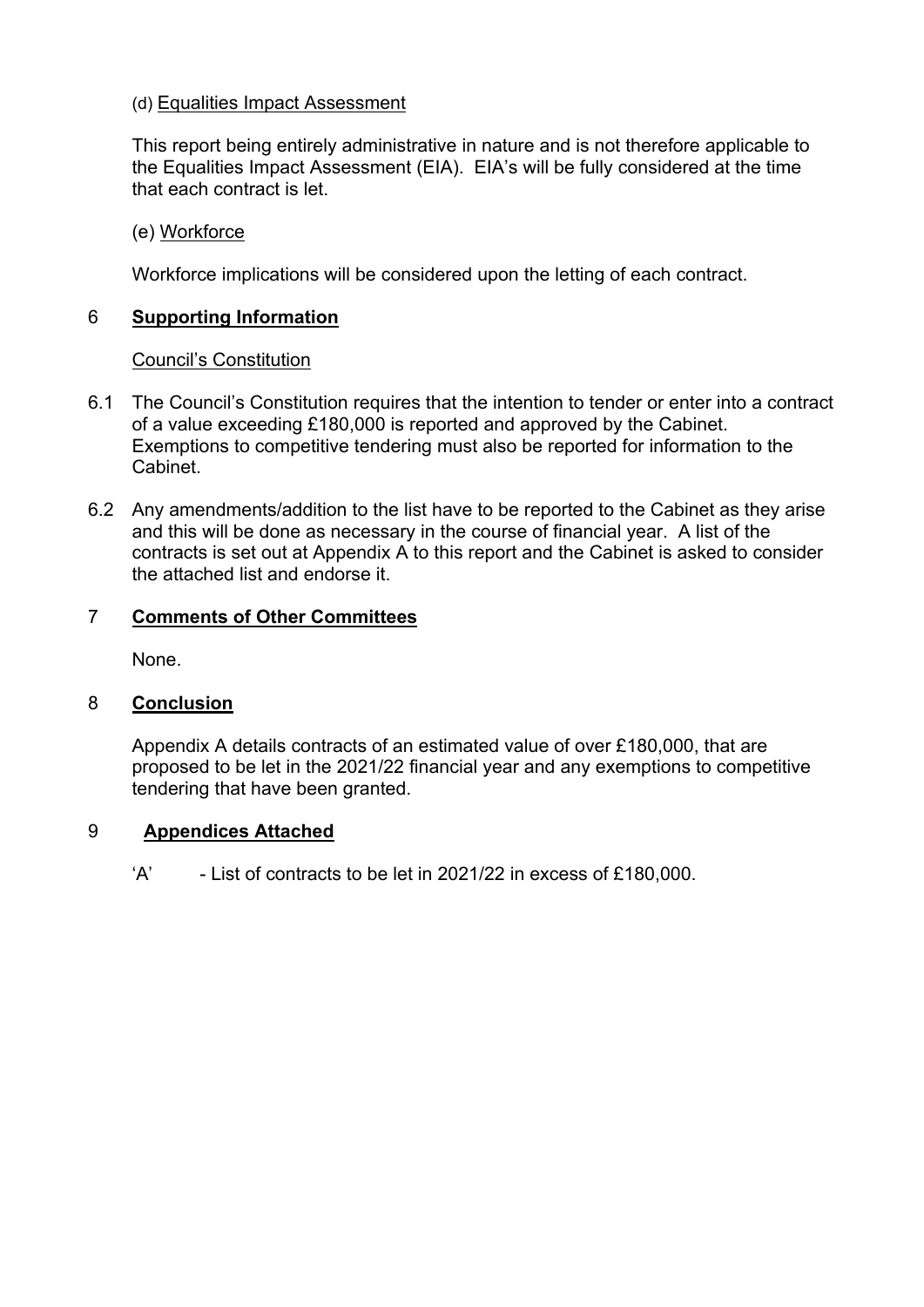(d) Equalities Impact Assessment

This report being entirely administrative in nature and is not therefore applicable to the Equalities Impact Assessment (EIA). EIA's will be fully considered at the time that each contract is let.

(e) Workforce

Workforce implications will be considered upon the letting of each contract.

## 6 **Supporting Information**

Council's Constitution

6.1 The Council's Constitution requires that the intention to tender or enter into a contract of a value exceeding £180,000 is reported and approved by the Cabinet. Exemptions to competitive tendering must also be reported for information to the Cabinet.

6.2 Any amendments/addition to the list have to be reported to the Cabinet as they arise and this will be done as necessary in the course of financial year. A list of the contracts is set out at Appendix A to this report and the Cabinet is asked to consider the attached list and endorse it.

## 7 **Comments of Other Committees**

None.

## 8 **Conclusion**

Appendix A details contracts of an estimated value of over £180,000, that are proposed to be let in the 2021/22 financial year and any exemptions to competitive tendering that have been granted.

## 9 **Appendices Attached**

'A' - List of contracts to be let in 2021/22 in excess of £180,000.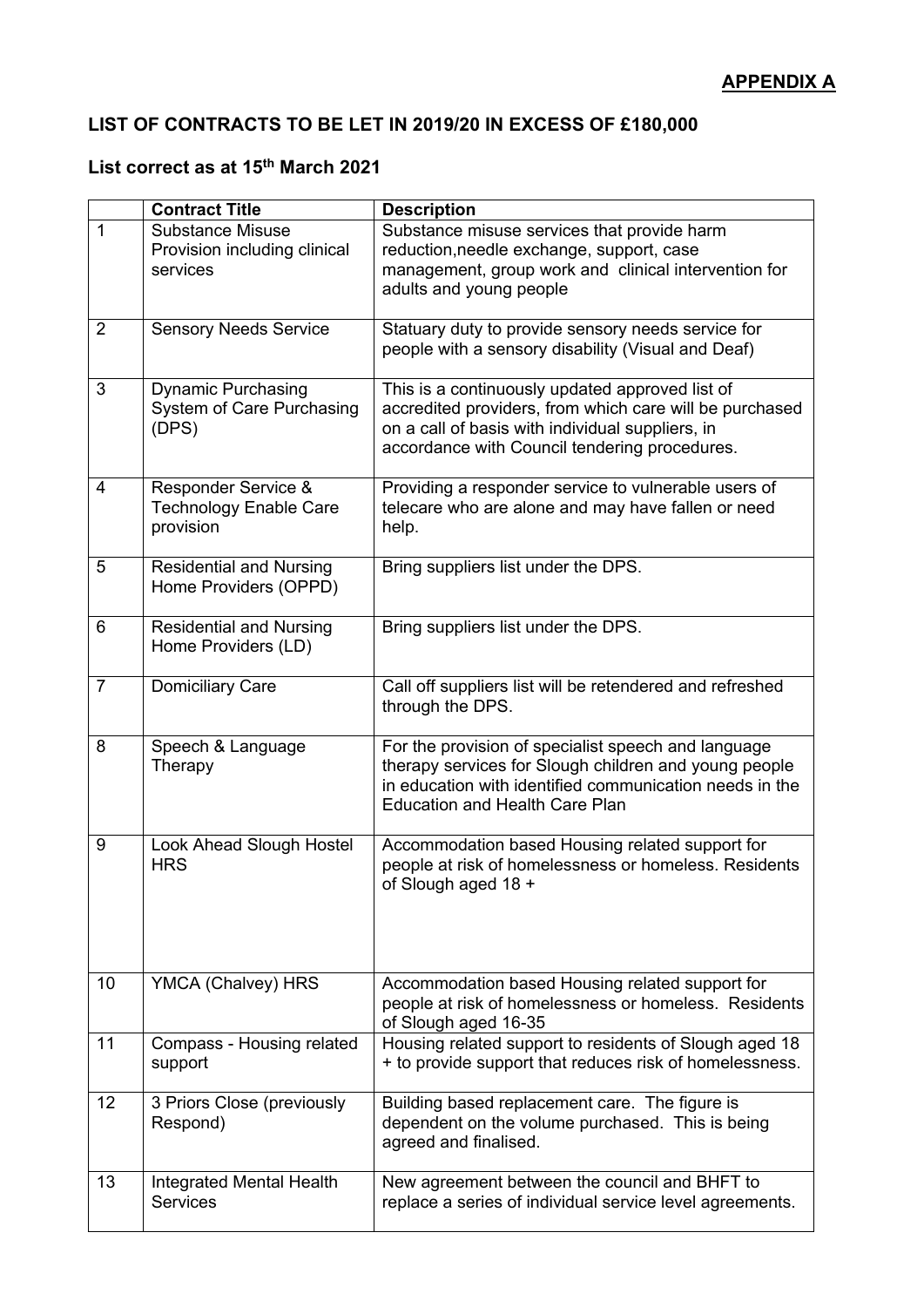**APPENDIX A**

## LIST OF CONTRACTS TO BE LET IN 2019/20 IN EXCESS OF £180,000

### List correct as at 15th March 2021

| | Contract Title | Description |
|---|---|---|
| 1 | Substance Misuse Provision including clinical services | Substance misuse services that provide harm reduction,needle exchange, support, case management, group work and clinical intervention for adults and young people |
| 2 | Sensory Needs Service | Statuary duty to provide sensory needs service for people with a sensory disability (Visual and Deaf) |
| 3 | Dynamic Purchasing System of Care Purchasing (DPS) | This is a continuously updated approved list of accredited providers, from which care will be purchased on a call of basis with individual suppliers, in accordance with Council tendering procedures. |
| 4 | Responder Service & Technology Enable Care provision | Providing a responder service to vulnerable users of telecare who are alone and may have fallen or need help. |
| 5 | Residential and Nursing Home Providers (OPPD) | Bring suppliers list under the DPS. |
| 6 | Residential and Nursing Home Providers (LD) | Bring suppliers list under the DPS. |
| 7 | Domiciliary Care | Call off suppliers list will be retendered and refreshed through the DPS. |
| 8 | Speech & Language Therapy | For the provision of specialist speech and language therapy services for Slough children and young people in education with identified communication needs in the Education and Health Care Plan |
| 9 | Look Ahead Slough Hostel HRS | Accommodation based Housing related support for people at risk of homelessness or homeless. Residents of Slough aged 18 + |
| 10 | YMCA (Chalvey) HRS | Accommodation based Housing related support for people at risk of homelessness or homeless. Residents of Slough aged 16-35 |
| 11 | Compass - Housing related support | Housing related support to residents of Slough aged 18 + to provide support that reduces risk of homelessness. |
| 12 | 3 Priors Close (previously Respond) | Building based replacement care. The figure is dependent on the volume purchased. This is being agreed and finalised. |
| 13 | Integrated Mental Health Services | New agreement between the council and BHFT to replace a series of individual service level agreements. |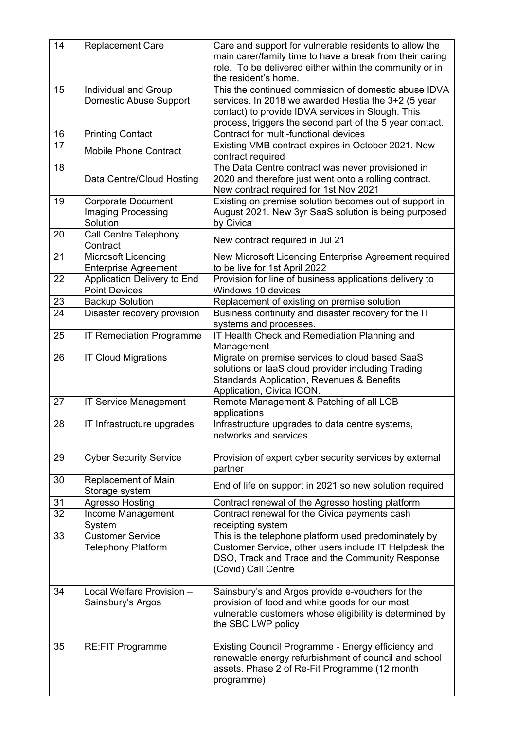| 14 | Replacement Care | Care and support for vulnerable residents to allow the main carer/family time to have a break from their caring role. To be delivered either within the community or in the resident's home. |
|---|---|---|
| 15 | Individual and Group Domestic Abuse Support | This the continued commission of domestic abuse IDVA services. In 2018 we awarded Hestia the 3+2 (5 year contact) to provide IDVA services in Slough. This process, triggers the second part of the 5 year contact. |
| 16 | Printing Contact | Contract for multi-functional devices |
| 17 | Mobile Phone Contract | Existing VMB contract expires in October 2021. New contract required |
| 18 | Data Centre/Cloud Hosting | The Data Centre contract was never provisioned in 2020 and therefore just went onto a rolling contract. New contract required for 1st Nov 2021 |
| 19 | Corporate Document Imaging Processing Solution | Existing on premise solution becomes out of support in August 2021. New 3yr SaaS solution is being purposed by Civica |
| 20 | Call Centre Telephony Contract | New contract required in Jul 21 |
| 21 | Microsoft Licencing Enterprise Agreement | New Microsoft Licencing Enterprise Agreement required to be live for 1st April 2022 |
| 22 | Application Delivery to End Point Devices | Provision for line of business applications delivery to Windows 10 devices |
| 23 | Backup Solution | Replacement of existing on premise solution |
| 24 | Disaster recovery provision | Business continuity and disaster recovery for the IT systems and processes. |
| 25 | IT Remediation Programme | IT Health Check and Remediation Planning and Management |
| 26 | IT Cloud Migrations | Migrate on premise services to cloud based SaaS solutions or IaaS cloud provider including Trading Standards Application, Revenues & Benefits Application, Civica ICON. |
| 27 | IT Service Management | Remote Management & Patching of all LOB applications |
| 28 | IT Infrastructure upgrades | Infrastructure upgrades to data centre systems, networks and services |
| 29 | Cyber Security Service | Provision of expert cyber security services by external partner |
| 30 | Replacement of Main Storage system | End of life on support in 2021 so new solution required |
| 31 | Agresso Hosting | Contract renewal of the Agresso hosting platform |
| 32 | Income Management System | Contract renewal for the Civica payments cash receipting system |
| 33 | Customer Service Telephony Platform | This is the telephone platform used predominately by Customer Service, other users include IT Helpdesk the DSO, Track and Trace and the Community Response (Covid) Call Centre |
| 34 | Local Welfare Provision – Sainsbury's Argos | Sainsbury's and Argos provide e-vouchers for the provision of food and white goods for our most vulnerable customers whose eligibility is determined by the SBC LWP policy |
| 35 | RE:FIT Programme | Existing Council Programme - Energy efficiency and renewable energy refurbishment of council and school assets. Phase 2 of Re-Fit Programme (12 month programme) |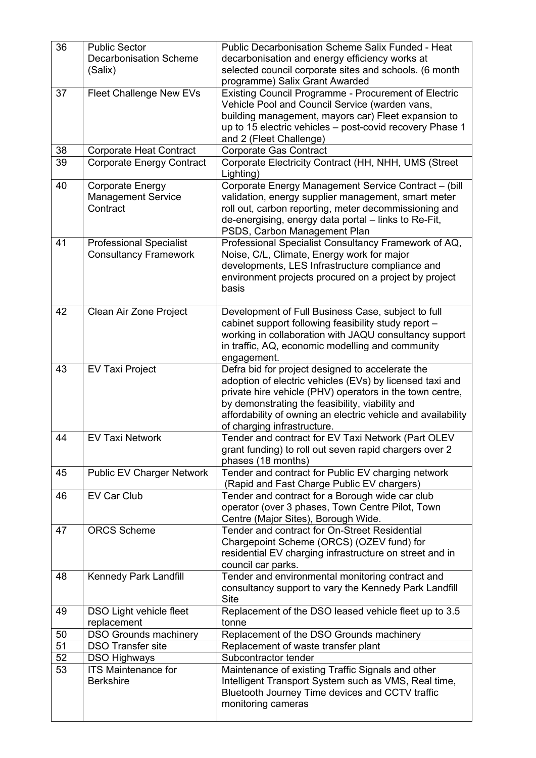| 36 | Public Sector Decarbonisation Scheme (Salix) | Public Decarbonisation Scheme Salix Funded - Heat decarbonisation and energy efficiency works at selected council corporate sites and schools. (6 month programme) Salix Grant Awarded |
|---|---|---|
| 37 | Fleet Challenge New EVs | Existing Council Programme - Procurement of Electric Vehicle Pool and Council Service (warden vans, building management, mayors car) Fleet expansion to up to 15 electric vehicles – post-covid recovery Phase 1 and 2 (Fleet Challenge) |
| 38 | Corporate Heat Contract | Corporate Gas Contract |
| 39 | Corporate Energy Contract | Corporate Electricity Contract (HH, NHH, UMS (Street Lighting) |
| 40 | Corporate Energy Management Service Contract | Corporate Energy Management Service Contract – (bill validation, energy supplier management, smart meter roll out, carbon reporting, meter decommissioning and de-energising, energy data portal – links to Re-Fit, PSDS, Carbon Management Plan |
| 41 | Professional Specialist Consultancy Framework | Professional Specialist Consultancy Framework of AQ, Noise, C/L, Climate, Energy work for major developments, LES Infrastructure compliance and environment projects procured on a project by project basis |
| 42 | Clean Air Zone Project | Development of Full Business Case, subject to full cabinet support following feasibility study report – working in collaboration with JAQU consultancy support in traffic, AQ, economic modelling and community engagement. |
| 43 | EV Taxi Project | Defra bid for project designed to accelerate the adoption of electric vehicles (EVs) by licensed taxi and private hire vehicle (PHV) operators in the town centre, by demonstrating the feasibility, viability and affordability of owning an electric vehicle and availability of charging infrastructure. |
| 44 | EV Taxi Network | Tender and contract for EV Taxi Network (Part OLEV grant funding) to roll out seven rapid chargers over 2 phases (18 months) |
| 45 | Public EV Charger Network | Tender and contract for Public EV charging network (Rapid and Fast Charge Public EV chargers) |
| 46 | EV Car Club | Tender and contract for a Borough wide car club operator (over 3 phases, Town Centre Pilot, Town Centre (Major Sites), Borough Wide. |
| 47 | ORCS Scheme | Tender and contract for On-Street Residential Chargepoint Scheme (ORCS) (OZEV fund) for residential EV charging infrastructure on street and in council car parks. |
| 48 | Kennedy Park Landfill | Tender and environmental monitoring contract and consultancy support to vary the Kennedy Park Landfill Site |
| 49 | DSO Light vehicle fleet replacement | Replacement of the DSO leased vehicle fleet up to 3.5 tonne |
| 50 | DSO Grounds machinery | Replacement of the DSO Grounds machinery |
| 51 | DSO Transfer site | Replacement of waste transfer plant |
| 52 | DSO Highways | Subcontractor tender |
| 53 | ITS Maintenance for Berkshire | Maintenance of existing Traffic Signals and other Intelligent Transport System such as VMS, Real time, Bluetooth Journey Time devices and CCTV traffic monitoring cameras |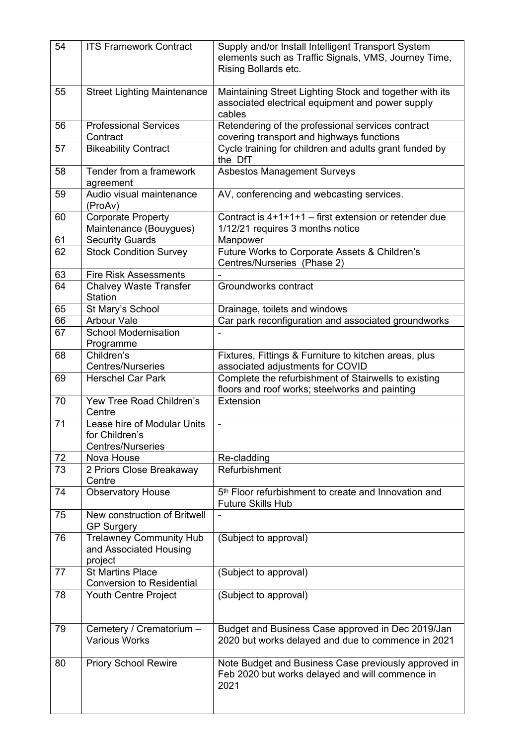| 54 | ITS Framework Contract | Supply and/or Install Intelligent Transport System elements such as Traffic Signals, VMS, Journey Time, Rising Bollards etc. |
|---|---|---|
| 55 | Street Lighting Maintenance | Maintaining Street Lighting Stock and together with its associated electrical equipment and power supply cables |
| 56 | Professional Services Contract | Retendering of the professional services contract covering transport and highways functions |
| 57 | Bikeability Contract | Cycle training for children and adults grant funded by the DfT |
| 58 | Tender from a framework agreement | Asbestos Management Surveys |
| 59 | Audio visual maintenance (ProAv) | AV, conferencing and webcasting services. |
| 60 | Corporate Property Maintenance (Bouygues) | Contract is 4+1+1+1 – first extension or retender due 1/12/21 requires 3 months notice |
| 61 | Security Guards | Manpower |
| 62 | Stock Condition Survey | Future Works to Corporate Assets & Children's Centres/Nurseries (Phase 2) |
| 63 | Fire Risk Assessments | - |
| 64 | Chalvey Waste Transfer Station | Groundworks contract |
| 65 | St Mary's School | Drainage, toilets and windows |
| 66 | Arbour Vale | Car park reconfiguration and associated groundworks |
| 67 | School Modernisation Programme | - |
| 68 | Children's Centres/Nurseries | Fixtures, Fittings & Furniture to kitchen areas, plus associated adjustments for COVID |
| 69 | Herschel Car Park | Complete the refurbishment of Stairwells to existing floors and roof works; steelworks and painting |
| 70 | Yew Tree Road Children's Centre | Extension |
| 71 | Lease hire of Modular Units for Children's Centres/Nurseries | - |
| 72 | Nova House | Re-cladding |
| 73 | 2 Priors Close Breakaway Centre | Refurbishment |
| 74 | Observatory House | 5th Floor refurbishment to create and Innovation and Future Skills Hub |
| 75 | New construction of Britwell GP Surgery | - |
| 76 | Trelawney Community Hub and Associated Housing project | (Subject to approval) |
| 77 | St Martins Place Conversion to Residential | (Subject to approval) |
| 78 | Youth Centre Project | (Subject to approval) |
| 79 | Cemetery / Crematorium – Various Works | Budget and Business Case approved in Dec 2019/Jan 2020 but works delayed and due to commence in 2021 |
| 80 | Priory School Rewire | Note Budget and Business Case previously approved in Feb 2020 but works delayed and will commence in 2021 |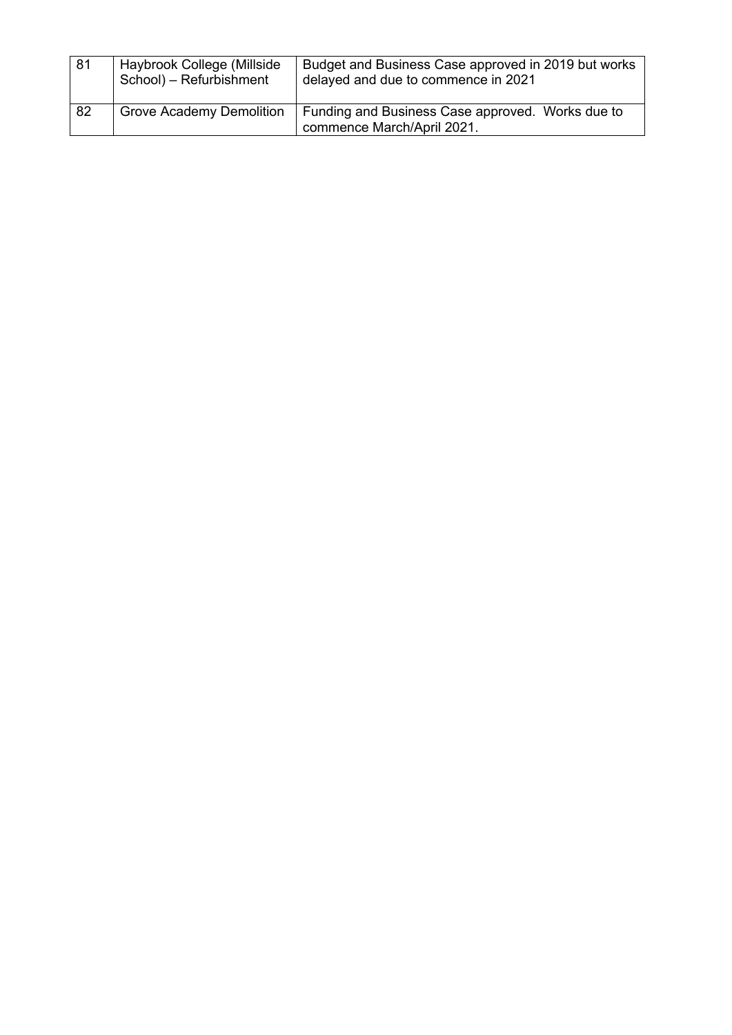| | | |
|---|---|---|
| 81 | Haybrook College (Millside School) – Refurbishment | Budget and Business Case approved in 2019 but works delayed and due to commence in 2021 |
| 82 | Grove Academy Demolition | Funding and Business Case approved. Works due to commence March/April 2021. |